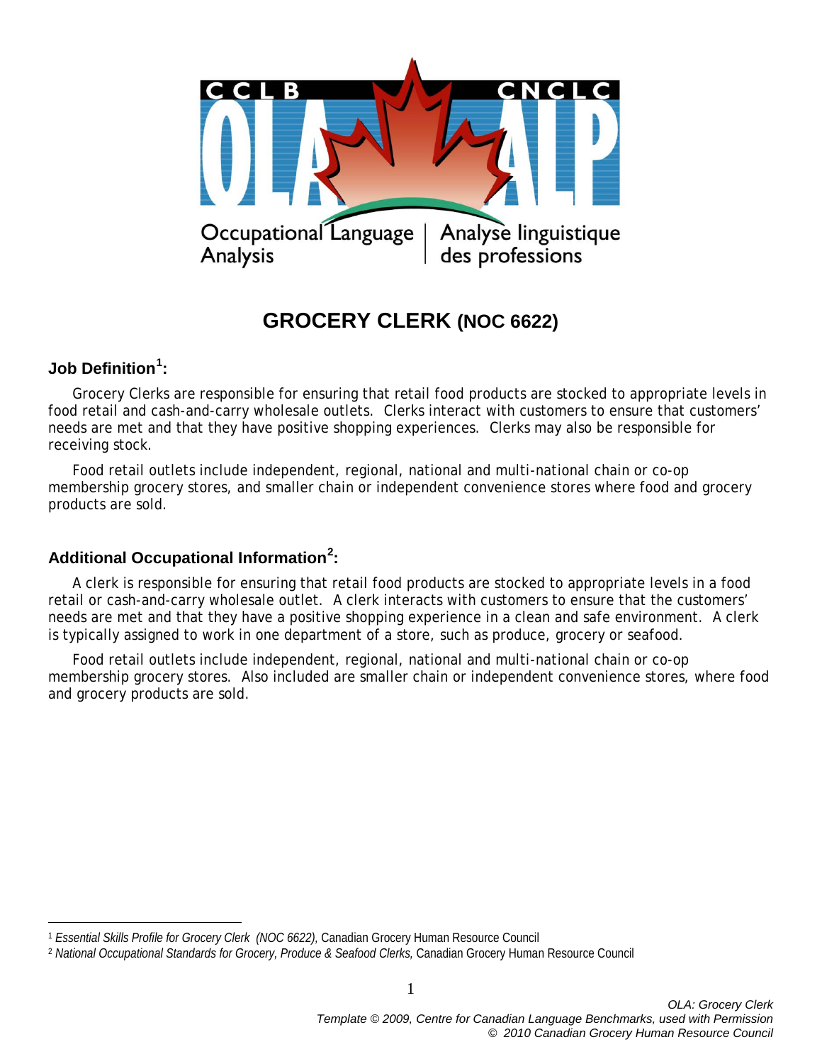# GROCERY CLERK (NOC 6622)

## Job Definition[1]:

Grocery Clerks are responsible for ensuring that retail food products are stocked to appropriate levels in food retail and cash-and-carry wholesale outlets. Clerks interact with customers to ensure that customers' needs are met and that they have positive shopping experiences. Clerks may also be responsible for receiving stock.

Food retail outlets include independent, regional, national and multi-national chain or co-op membership grocery stores, and smaller chain or independent convenience stores where food and grocery products are sold.

## Additional Occupational Information[2]:

A clerk is responsible for ensuring that retail food products are stocked to appropriate levels in a food retail or cash-and-carry wholesale outlet. A clerk interacts with customers to ensure that the customers' needs are met and that they have a positive shopping experience in a clean and safe environment. A clerk is typically assigned to work in one department of a store, such as produce, grocery or seafood.

Food retail outlets include independent, regional, national and multi-national chain or co-op membership grocery stores. Also included are smaller chain or independent convenience stores, where food and grocery products are sold.

---

[1] *Essential Skills Profile for Grocery Clerk (NOC 6622),* Canadian Grocery Human Resource Council

[2] *National Occupational Standards for Grocery, Produce & Seafood Clerks,* Canadian Grocery Human Resource Council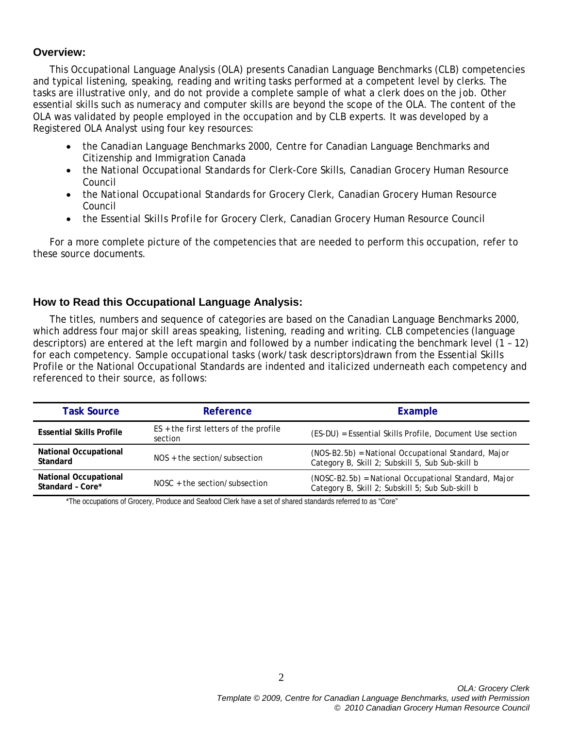## Overview:

This Occupational Language Analysis (OLA) presents Canadian Language Benchmarks (CLB) competencies and typical listening, speaking, reading and writing tasks performed at a competent level by clerks. The tasks are illustrative only, and do not provide a complete sample of what a clerk does on the job. Other essential skills such as numeracy and computer skills are beyond the scope of the OLA. The content of the OLA was validated by people employed in the occupation and by CLB experts. It was developed by a Registered OLA Analyst using four key resources:

- the Canadian Language Benchmarks 2000, Centre for Canadian Language Benchmarks and Citizenship and Immigration Canada
- the *National Occupational Standards* for Clerk-Core Skills, Canadian Grocery Human Resource Council
- the *National Occupational Standards* for Grocery Clerk, Canadian Grocery Human Resource Council
- the *Essential Skills Profile* for Grocery Clerk, Canadian Grocery Human Resource Council

For a more complete picture of the competencies that are needed to perform this occupation, refer to these source documents.

## How to Read this Occupational Language Analysis:

The titles, numbers and sequence of categories are based on the Canadian Language Benchmarks 2000, which address four major skill areas speaking, listening, reading and writing. CLB competencies (language descriptors) are entered at the left margin and followed by a number indicating the benchmark level (1 – 12) for each competency. Sample occupational tasks (work/task descriptors)drawn from the Essential Skills Profile or the National Occupational Standards are indented and italicized underneath each competency and referenced to their source, as follows:

| Task Source | Reference | Example |
|---|---|---|
| **Essential Skills Profile** | ES + the first letters of the profile section | (ES-DU) = Essential Skills Profile, Document Use section |
| **National Occupational Standard** | NOS + the section/subsection | (NOS-B2.5b) = National Occupational Standard, Major Category B, Skill 2; Subskill 5, Sub Sub-skill b |
| **National Occupational Standard – Core*** | NOSC + the section/subsection | (NOSC-B2.5b) = National Occupational Standard, Major Category B, Skill 2; Subskill 5; Sub Sub-skill b |

*The occupations of Grocery, Produce and Seafood Clerk have a set of shared standards referred to as "Core"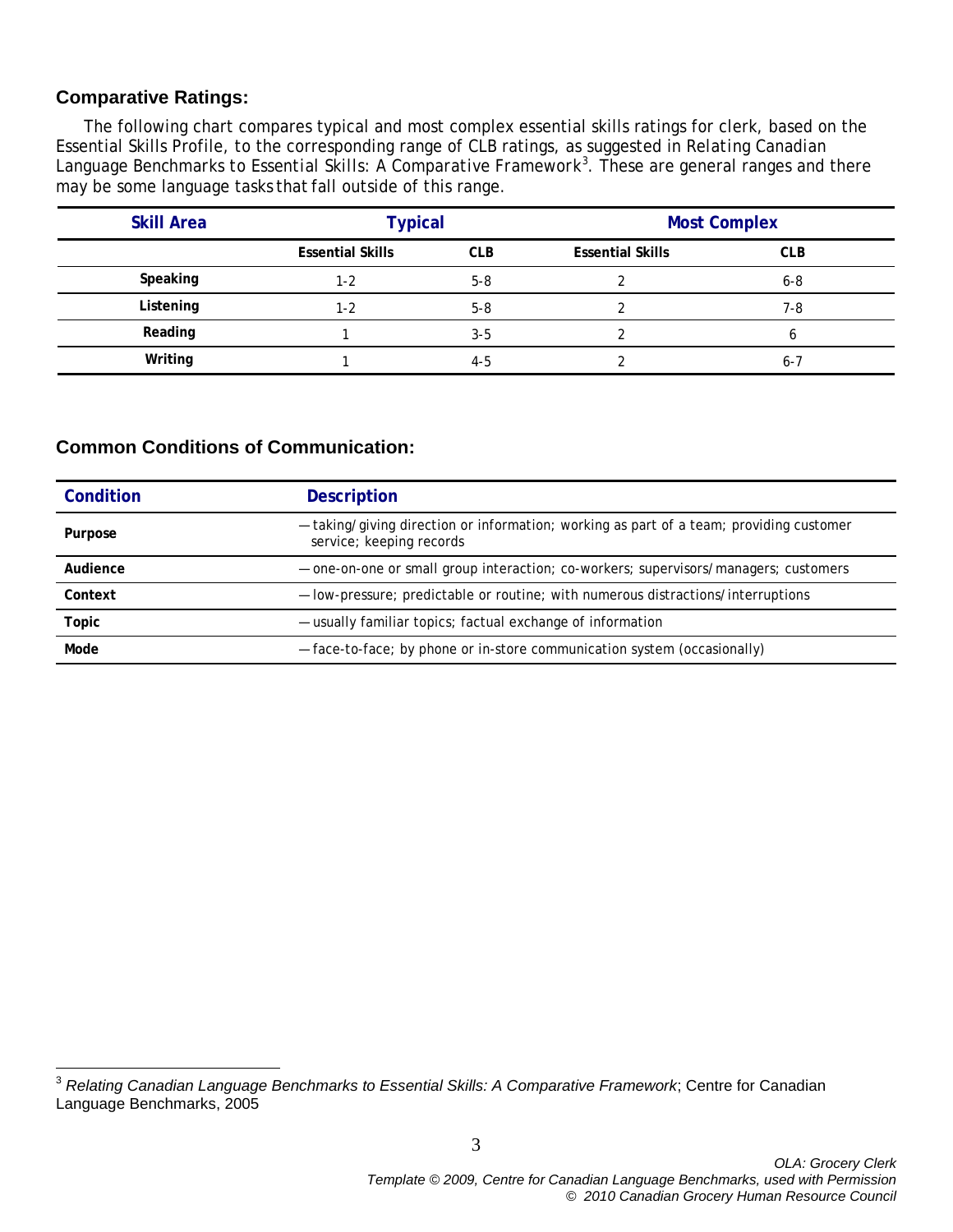## Comparative Ratings:

The following chart compares typical and most complex essential skills ratings for clerk, based on the Essential Skills Profile, to the corresponding range of CLB ratings, as suggested in *Relating Canadian Language Benchmarks to Essential Skills: A Comparative Framework*[3]. These are general ranges and there may be some language tasks that fall outside of this range.

| Skill Area | Typical | | Most Complex | |
|---|---|---|---|---|
| | **Essential Skills** | **CLB** | **Essential Skills** | **CLB** |
| **Speaking** | 1-2 | 5-8 | 2 | 6-8 |
| **Listening** | 1-2 | 5-8 | 2 | 7-8 |
| **Reading** | 1 | 3-5 | 2 | 6 |
| **Writing** | 1 | 4-5 | 2 | 6-7 |

## Common Conditions of Communication:

| Condition | Description |
|---|---|
| **Purpose** | — taking/giving direction or information; working as part of a team; providing customer service; keeping records |
| **Audience** | — one-on-one or small group interaction; co-workers; supervisors/managers; customers |
| **Context** | — low-pressure; predictable or routine; with numerous distractions/interruptions |
| **Topic** | — usually familiar topics; factual exchange of information |
| **Mode** | — face-to-face; by phone or in-store communication system (occasionally) |

[3] *Relating Canadian Language Benchmarks to Essential Skills: A Comparative Framework*; Centre for Canadian Language Benchmarks, 2005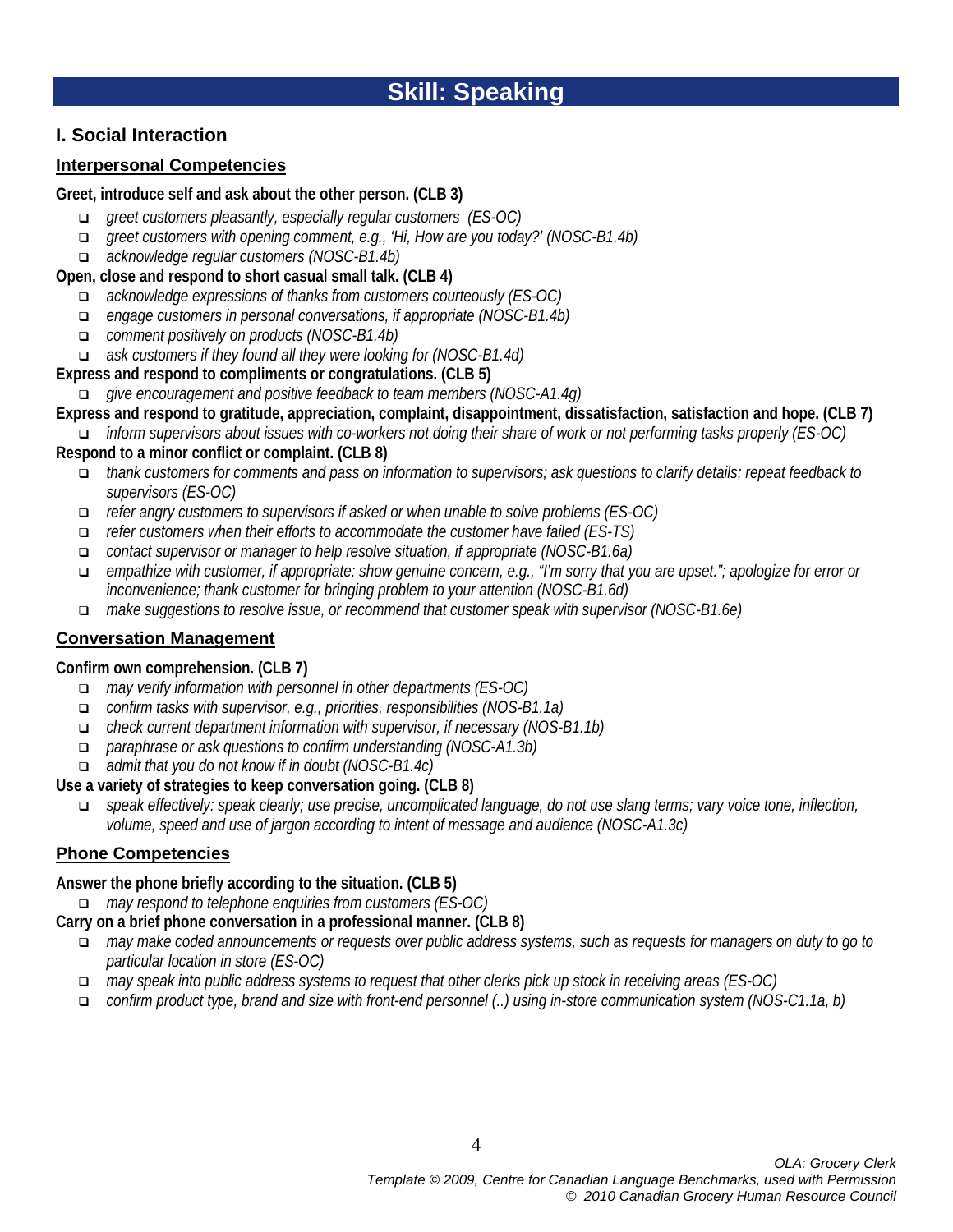# Skill: Speaking

## I. Social Interaction

### Interpersonal Competencies

**Greet, introduce self and ask about the other person. (CLB 3)**

- *greet customers pleasantly, especially regular customers (ES-OC)*
- *greet customers with opening comment, e.g., 'Hi, How are you today?' (NOSC-B1.4b)*
- *acknowledge regular customers (NOSC-B1.4b)*

**Open, close and respond to short casual small talk. (CLB 4)**

- *acknowledge expressions of thanks from customers courteously (ES-OC)*
- *engage customers in personal conversations, if appropriate (NOSC-B1.4b)*
- *comment positively on products (NOSC-B1.4b)*
- *ask customers if they found all they were looking for (NOSC-B1.4d)*

**Express and respond to compliments or congratulations. (CLB 5)**

- *give encouragement and positive feedback to team members (NOSC-A1.4g)*

**Express and respond to gratitude, appreciation, complaint, disappointment, dissatisfaction, satisfaction and hope. (CLB 7)**

- *inform supervisors about issues with co-workers not doing their share of work or not performing tasks properly (ES-OC)*

**Respond to a minor conflict or complaint. (CLB 8)**

- *thank customers for comments and pass on information to supervisors; ask questions to clarify details; repeat feedback to supervisors (ES-OC)*
- *refer angry customers to supervisors if asked or when unable to solve problems (ES-OC)*
- *refer customers when their efforts to accommodate the customer have failed (ES-TS)*
- *contact supervisor or manager to help resolve situation, if appropriate (NOSC-B1.6a)*
- *empathize with customer, if appropriate: show genuine concern, e.g., "I'm sorry that you are upset."; apologize for error or inconvenience; thank customer for bringing problem to your attention (NOSC-B1.6d)*
- *make suggestions to resolve issue, or recommend that customer speak with supervisor (NOSC-B1.6e)*

### Conversation Management

**Confirm own comprehension. (CLB 7)**

- *may verify information with personnel in other departments (ES-OC)*
- *confirm tasks with supervisor, e.g., priorities, responsibilities (NOS-B1.1a)*
- *check current department information with supervisor, if necessary (NOS-B1.1b)*
- *paraphrase or ask questions to confirm understanding (NOSC-A1.3b)*
- *admit that you do not know if in doubt (NOSC-B1.4c)*

**Use a variety of strategies to keep conversation going. (CLB 8)**

- *speak effectively: speak clearly; use precise, uncomplicated language, do not use slang terms; vary voice tone, inflection, volume, speed and use of jargon according to intent of message and audience (NOSC-A1.3c)*

### Phone Competencies

**Answer the phone briefly according to the situation. (CLB 5)**

- *may respond to telephone enquiries from customers (ES-OC)*

**Carry on a brief phone conversation in a professional manner. (CLB 8)**

- *may make coded announcements or requests over public address systems, such as requests for managers on duty to go to particular location in store (ES-OC)*
- *may speak into public address systems to request that other clerks pick up stock in receiving areas (ES-OC)*
- *confirm product type, brand and size with front-end personnel (..) using in-store communication system (NOS-C1.1a, b)*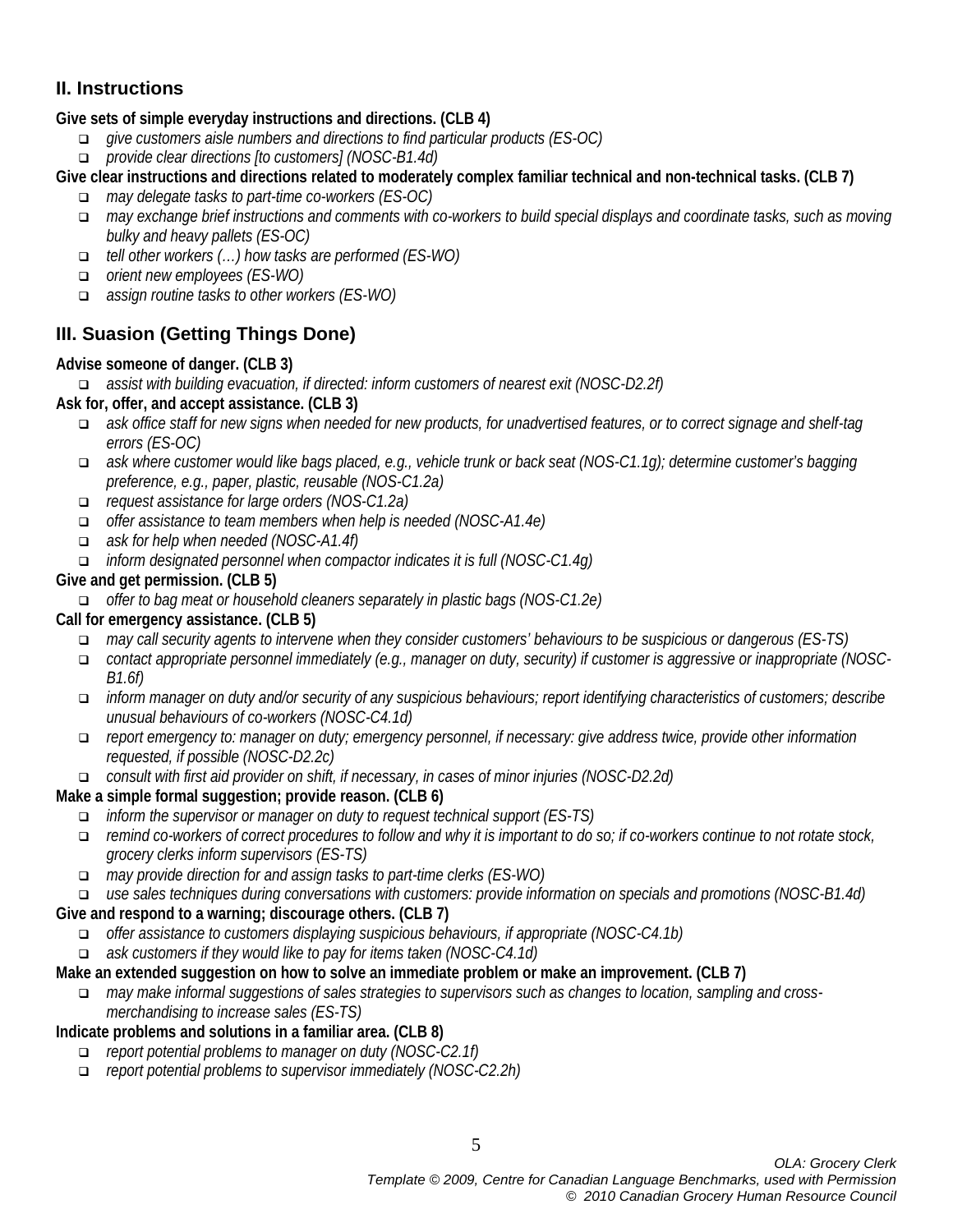## II. Instructions

**Give sets of simple everyday instructions and directions. (CLB 4)**

- *give customers aisle numbers and directions to find particular products (ES-OC)*
- *provide clear directions [to customers] (NOSC-B1.4d)*

**Give clear instructions and directions related to moderately complex familiar technical and non-technical tasks. (CLB 7)**

- *may delegate tasks to part-time co-workers (ES-OC)*
- *may exchange brief instructions and comments with co-workers to build special displays and coordinate tasks, such as moving bulky and heavy pallets (ES-OC)*
- *tell other workers (…) how tasks are performed (ES-WO)*
- *orient new employees (ES-WO)*
- *assign routine tasks to other workers (ES-WO)*

## III. Suasion (Getting Things Done)

**Advise someone of danger. (CLB 3)**

- *assist with building evacuation, if directed: inform customers of nearest exit (NOSC-D2.2f)*

**Ask for, offer, and accept assistance. (CLB 3)**

- *ask office staff for new signs when needed for new products, for unadvertised features, or to correct signage and shelf-tag errors (ES-OC)*
- *ask where customer would like bags placed, e.g., vehicle trunk or back seat (NOS-C1.1g); determine customer's bagging preference, e.g., paper, plastic, reusable (NOS-C1.2a)*
- *request assistance for large orders (NOS-C1.2a)*
- *offer assistance to team members when help is needed (NOSC-A1.4e)*
- *ask for help when needed (NOSC-A1.4f)*
- *inform designated personnel when compactor indicates it is full (NOSC-C1.4g)*

**Give and get permission. (CLB 5)**

- *offer to bag meat or household cleaners separately in plastic bags (NOS-C1.2e)*

**Call for emergency assistance. (CLB 5)**

- *may call security agents to intervene when they consider customers' behaviours to be suspicious or dangerous (ES-TS)*
- *contact appropriate personnel immediately (e.g., manager on duty, security) if customer is aggressive or inappropriate (NOSC-B1.6f)*
- *inform manager on duty and/or security of any suspicious behaviours; report identifying characteristics of customers; describe unusual behaviours of co-workers (NOSC-C4.1d)*
- *report emergency to: manager on duty; emergency personnel, if necessary: give address twice, provide other information requested, if possible (NOSC-D2.2c)*
- *consult with first aid provider on shift, if necessary, in cases of minor injuries (NOSC-D2.2d)*

**Make a simple formal suggestion; provide reason. (CLB 6)**

- *inform the supervisor or manager on duty to request technical support (ES-TS)*
- *remind co-workers of correct procedures to follow and why it is important to do so; if co-workers continue to not rotate stock, grocery clerks inform supervisors (ES-TS)*
- *may provide direction for and assign tasks to part-time clerks (ES-WO)*
- *use sales techniques during conversations with customers: provide information on specials and promotions (NOSC-B1.4d)*

**Give and respond to a warning; discourage others. (CLB 7)**

- *offer assistance to customers displaying suspicious behaviours, if appropriate (NOSC-C4.1b)*
- *ask customers if they would like to pay for items taken (NOSC-C4.1d)*

**Make an extended suggestion on how to solve an immediate problem or make an improvement. (CLB 7)**

- *may make informal suggestions of sales strategies to supervisors such as changes to location, sampling and cross-merchandising to increase sales (ES-TS)*

**Indicate problems and solutions in a familiar area. (CLB 8)**

- *report potential problems to manager on duty (NOSC-C2.1f)*
- *report potential problems to supervisor immediately (NOSC-C2.2h)*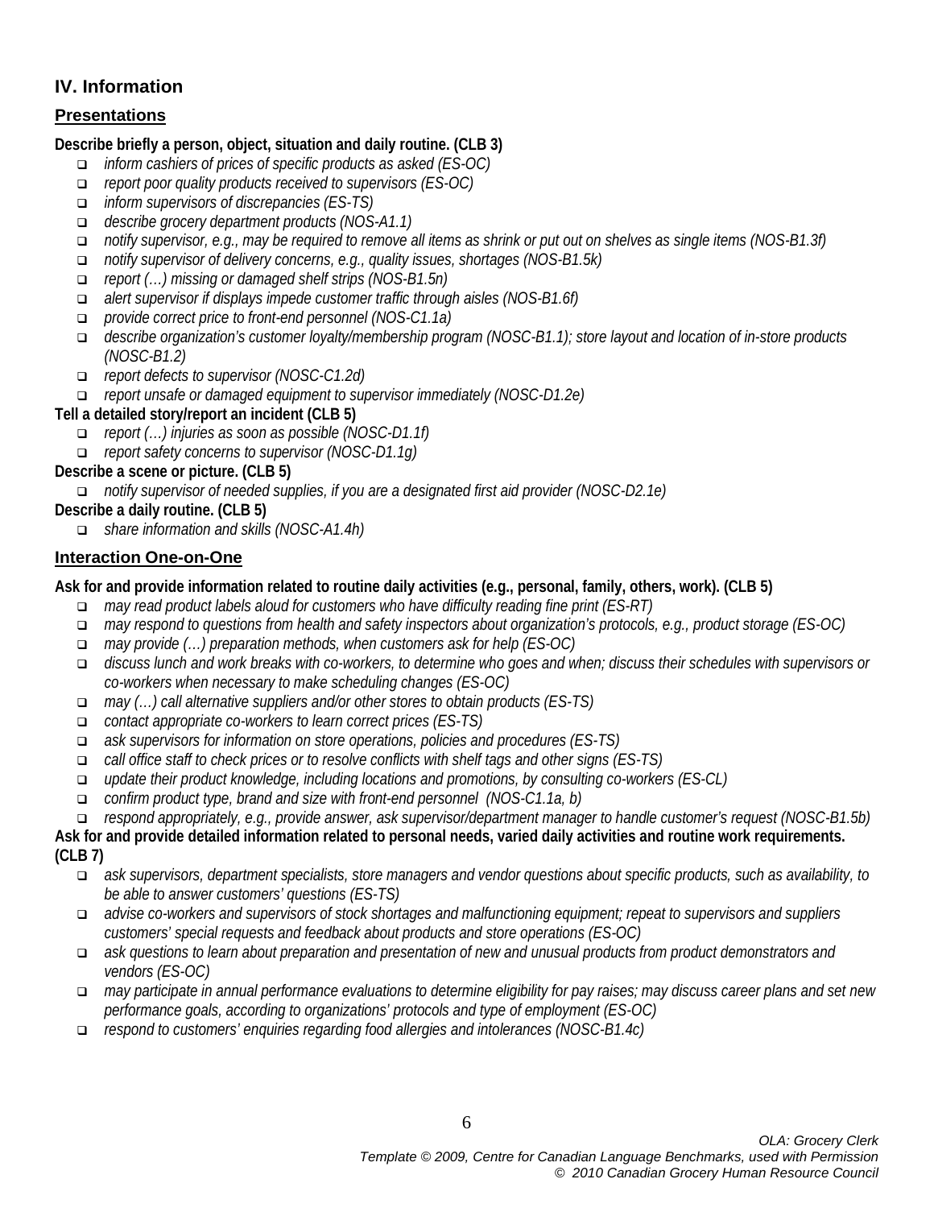## IV. Information

### Presentations

**Describe briefly a person, object, situation and daily routine. (CLB 3)**

- *inform cashiers of prices of specific products as asked (ES-OC)*
- *report poor quality products received to supervisors (ES-OC)*
- *inform supervisors of discrepancies (ES-TS)*
- *describe grocery department products (NOS-A1.1)*
- *notify supervisor, e.g., may be required to remove all items as shrink or put out on shelves as single items (NOS-B1.3f)*
- *notify supervisor of delivery concerns, e.g., quality issues, shortages (NOS-B1.5k)*
- *report (…) missing or damaged shelf strips (NOS-B1.5n)*
- *alert supervisor if displays impede customer traffic through aisles (NOS-B1.6f)*
- *provide correct price to front-end personnel (NOS-C1.1a)*
- *describe organization's customer loyalty/membership program (NOSC-B1.1); store layout and location of in-store products (NOSC-B1.2)*
- *report defects to supervisor (NOSC-C1.2d)*
- *report unsafe or damaged equipment to supervisor immediately (NOSC-D1.2e)*

**Tell a detailed story/report an incident (CLB 5)**

- *report (…) injuries as soon as possible (NOSC-D1.1f)*
- *report safety concerns to supervisor (NOSC-D1.1g)*

**Describe a scene or picture. (CLB 5)**

- *notify supervisor of needed supplies, if you are a designated first aid provider (NOSC-D2.1e)*

**Describe a daily routine. (CLB 5)**

- *share information and skills (NOSC-A1.4h)*

### Interaction One-on-One

**Ask for and provide information related to routine daily activities (e.g., personal, family, others, work). (CLB 5)**

- *may read product labels aloud for customers who have difficulty reading fine print (ES-RT)*
- *may respond to questions from health and safety inspectors about organization's protocols, e.g., product storage (ES-OC)*
- *may provide (…) preparation methods, when customers ask for help (ES-OC)*
- *discuss lunch and work breaks with co-workers, to determine who goes and when; discuss their schedules with supervisors or co-workers when necessary to make scheduling changes (ES-OC)*
- *may (…) call alternative suppliers and/or other stores to obtain products (ES-TS)*
- *contact appropriate co-workers to learn correct prices (ES-TS)*
- *ask supervisors for information on store operations, policies and procedures (ES-TS)*
- *call office staff to check prices or to resolve conflicts with shelf tags and other signs (ES-TS)*
- *update their product knowledge, including locations and promotions, by consulting co-workers (ES-CL)*
- *confirm product type, brand and size with front-end personnel (NOS-C1.1a, b)*
- *respond appropriately, e.g., provide answer, ask supervisor/department manager to handle customer's request (NOSC-B1.5b)*

**Ask for and provide detailed information related to personal needs, varied daily activities and routine work requirements. (CLB 7)**

- *ask supervisors, department specialists, store managers and vendor questions about specific products, such as availability, to be able to answer customers' questions (ES-TS)*
- *advise co-workers and supervisors of stock shortages and malfunctioning equipment; repeat to supervisors and suppliers customers' special requests and feedback about products and store operations (ES-OC)*
- *ask questions to learn about preparation and presentation of new and unusual products from product demonstrators and vendors (ES-OC)*
- *may participate in annual performance evaluations to determine eligibility for pay raises; may discuss career plans and set new performance goals, according to organizations' protocols and type of employment (ES-OC)*
- *respond to customers' enquiries regarding food allergies and intolerances (NOSC-B1.4c)*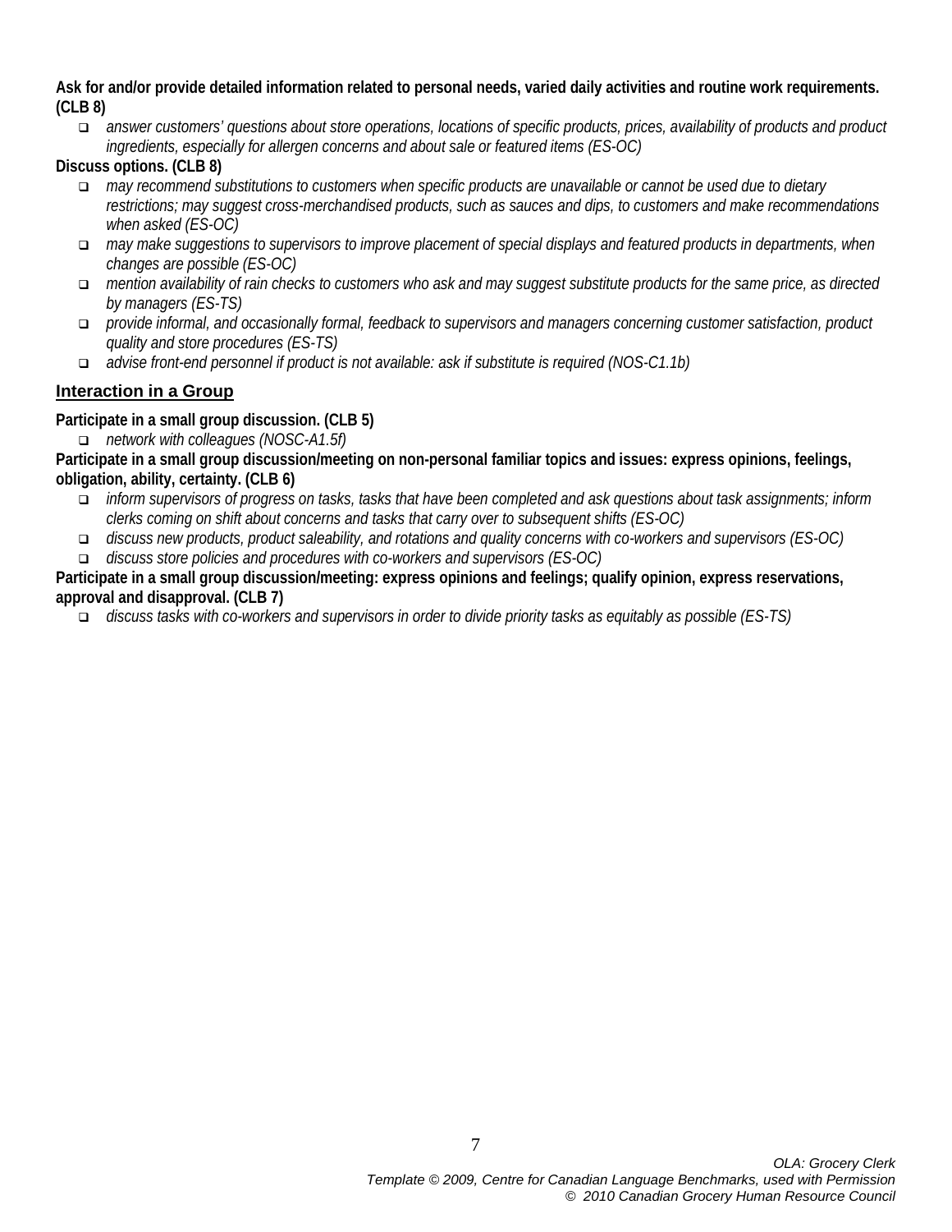**Ask for and/or provide detailed information related to personal needs, varied daily activities and routine work requirements. (CLB 8)**

- *answer customers' questions about store operations, locations of specific products, prices, availability of products and product ingredients, especially for allergen concerns and about sale or featured items (ES-OC)*

**Discuss options. (CLB 8)**

- *may recommend substitutions to customers when specific products are unavailable or cannot be used due to dietary restrictions; may suggest cross-merchandised products, such as sauces and dips, to customers and make recommendations when asked (ES-OC)*
- *may make suggestions to supervisors to improve placement of special displays and featured products in departments, when changes are possible (ES-OC)*
- *mention availability of rain checks to customers who ask and may suggest substitute products for the same price, as directed by managers (ES-TS)*
- *provide informal, and occasionally formal, feedback to supervisors and managers concerning customer satisfaction, product quality and store procedures (ES-TS)*
- *advise front-end personnel if product is not available: ask if substitute is required (NOS-C1.1b)*

## Interaction in a Group

**Participate in a small group discussion. (CLB 5)**

- *network with colleagues (NOSC-A1.5f)*

**Participate in a small group discussion/meeting on non-personal familiar topics and issues: express opinions, feelings, obligation, ability, certainty. (CLB 6)**

- *inform supervisors of progress on tasks, tasks that have been completed and ask questions about task assignments; inform clerks coming on shift about concerns and tasks that carry over to subsequent shifts (ES-OC)*
- *discuss new products, product saleability, and rotations and quality concerns with co-workers and supervisors (ES-OC)*
- *discuss store policies and procedures with co-workers and supervisors (ES-OC)*

**Participate in a small group discussion/meeting: express opinions and feelings; qualify opinion, express reservations, approval and disapproval. (CLB 7)**

- *discuss tasks with co-workers and supervisors in order to divide priority tasks as equitably as possible (ES-TS)*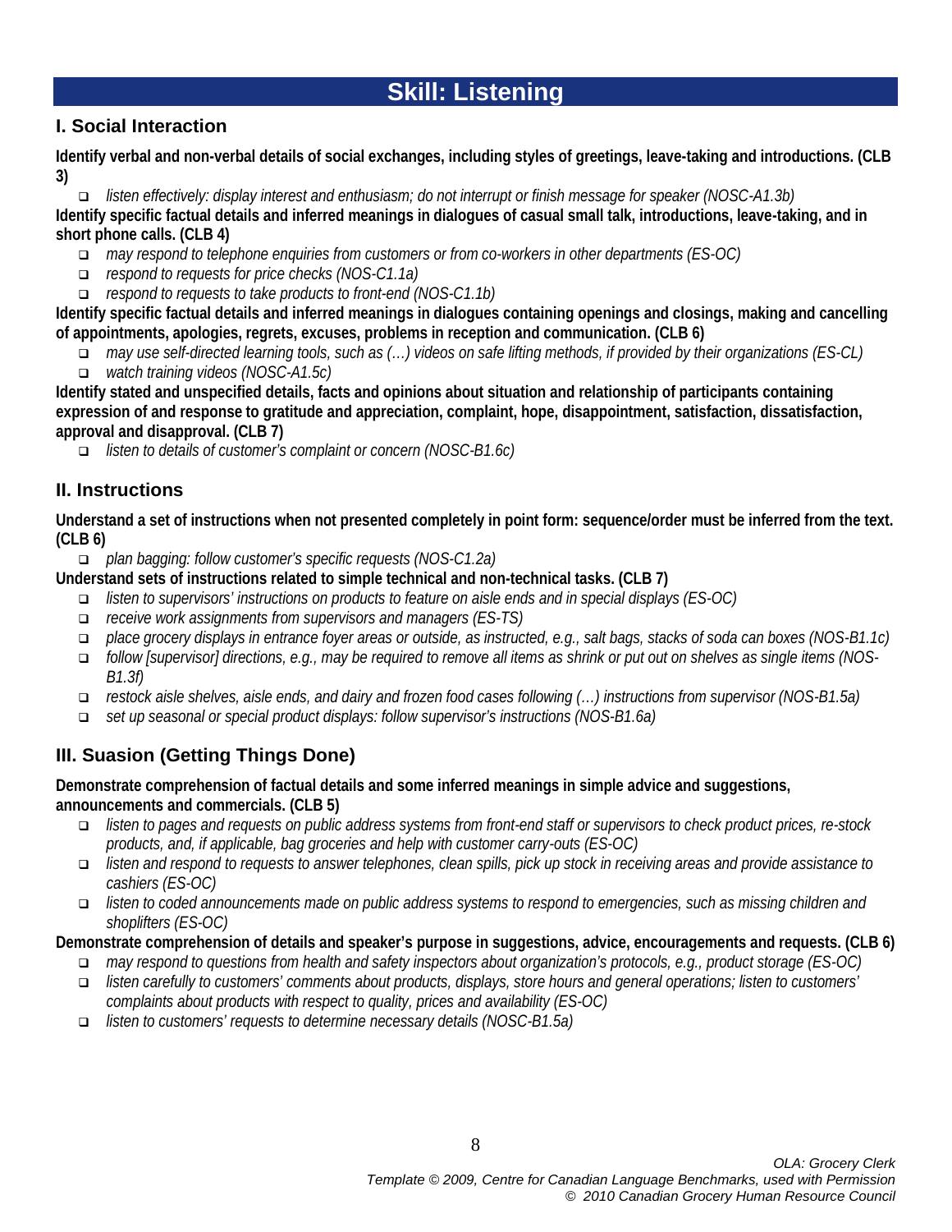# Skill: Listening

## I. Social Interaction

**Identify verbal and non-verbal details of social exchanges, including styles of greetings, leave-taking and introductions. (CLB 3)**

- *listen effectively: display interest and enthusiasm; do not interrupt or finish message for speaker (NOSC-A1.3b)*

**Identify specific factual details and inferred meanings in dialogues of casual small talk, introductions, leave-taking, and in short phone calls. (CLB 4)**

- *may respond to telephone enquiries from customers or from co-workers in other departments (ES-OC)*
- *respond to requests for price checks (NOS-C1.1a)*
- *respond to requests to take products to front-end (NOS-C1.1b)*

**Identify specific factual details and inferred meanings in dialogues containing openings and closings, making and cancelling of appointments, apologies, regrets, excuses, problems in reception and communication. (CLB 6)**

- *may use self-directed learning tools, such as (…) videos on safe lifting methods, if provided by their organizations (ES-CL)*
- *watch training videos (NOSC-A1.5c)*

**Identify stated and unspecified details, facts and opinions about situation and relationship of participants containing expression of and response to gratitude and appreciation, complaint, hope, disappointment, satisfaction, dissatisfaction, approval and disapproval. (CLB 7)**

- *listen to details of customer's complaint or concern (NOSC-B1.6c)*

## II. Instructions

**Understand a set of instructions when not presented completely in point form: sequence/order must be inferred from the text. (CLB 6)**

- *plan bagging: follow customer's specific requests (NOS-C1.2a)*

**Understand sets of instructions related to simple technical and non-technical tasks. (CLB 7)**

- *listen to supervisors' instructions on products to feature on aisle ends and in special displays (ES-OC)*
- *receive work assignments from supervisors and managers (ES-TS)*
- *place grocery displays in entrance foyer areas or outside, as instructed, e.g., salt bags, stacks of soda can boxes (NOS-B1.1c)*
- *follow [supervisor] directions, e.g., may be required to remove all items as shrink or put out on shelves as single items (NOS-B1.3f)*
- *restock aisle shelves, aisle ends, and dairy and frozen food cases following (…) instructions from supervisor (NOS-B1.5a)*
- *set up seasonal or special product displays: follow supervisor's instructions (NOS-B1.6a)*

## III. Suasion (Getting Things Done)

**Demonstrate comprehension of factual details and some inferred meanings in simple advice and suggestions, announcements and commercials. (CLB 5)**

- *listen to pages and requests on public address systems from front-end staff or supervisors to check product prices, re-stock products, and, if applicable, bag groceries and help with customer carry-outs (ES-OC)*
- *listen and respond to requests to answer telephones, clean spills, pick up stock in receiving areas and provide assistance to cashiers (ES-OC)*
- *listen to coded announcements made on public address systems to respond to emergencies, such as missing children and shoplifters (ES-OC)*

**Demonstrate comprehension of details and speaker's purpose in suggestions, advice, encouragements and requests. (CLB 6)**

- *may respond to questions from health and safety inspectors about organization's protocols, e.g., product storage (ES-OC)*
- *listen carefully to customers' comments about products, displays, store hours and general operations; listen to customers' complaints about products with respect to quality, prices and availability (ES-OC)*
- *listen to customers' requests to determine necessary details (NOSC-B1.5a)*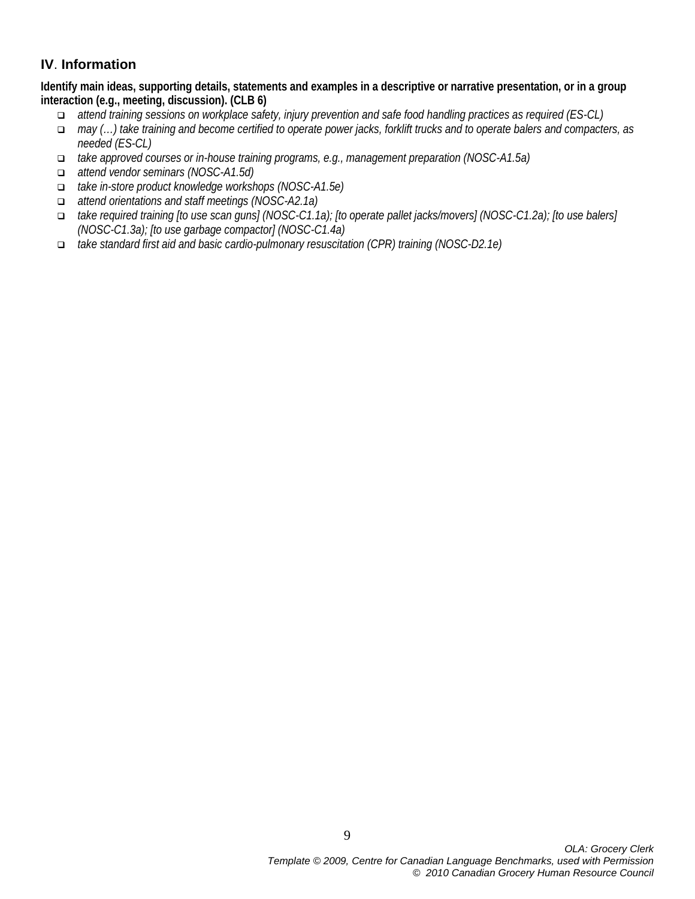## IV. Information

**Identify main ideas, supporting details, statements and examples in a descriptive or narrative presentation, or in a group interaction (e.g., meeting, discussion). (CLB 6)**

- *attend training sessions on workplace safety, injury prevention and safe food handling practices as required (ES-CL)*
- *may (…) take training and become certified to operate power jacks, forklift trucks and to operate balers and compacters, as needed (ES-CL)*
- *take approved courses or in-house training programs, e.g., management preparation (NOSC-A1.5a)*
- *attend vendor seminars (NOSC-A1.5d)*
- *take in-store product knowledge workshops (NOSC-A1.5e)*
- *attend orientations and staff meetings (NOSC-A2.1a)*
- *take required training [to use scan guns] (NOSC-C1.1a); [to operate pallet jacks/movers] (NOSC-C1.2a); [to use balers] (NOSC-C1.3a); [to use garbage compactor] (NOSC-C1.4a)*
- *take standard first aid and basic cardio-pulmonary resuscitation (CPR) training (NOSC-D2.1e)*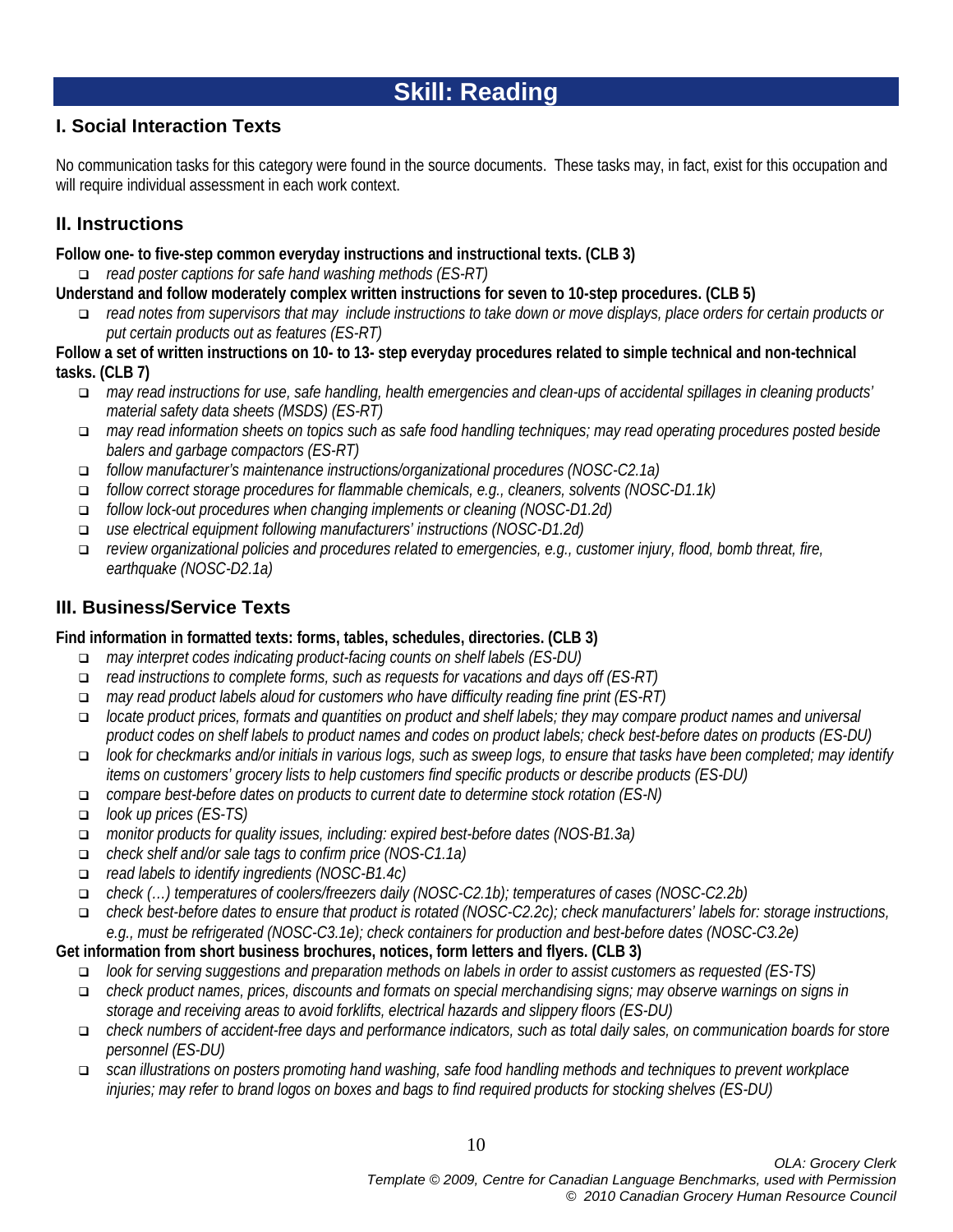# Skill: Reading

## I. Social Interaction Texts

No communication tasks for this category were found in the source documents. These tasks may, in fact, exist for this occupation and will require individual assessment in each work context.

## II. Instructions

**Follow one- to five-step common everyday instructions and instructional texts. (CLB 3)**

- *read poster captions for safe hand washing methods (ES-RT)*

**Understand and follow moderately complex written instructions for seven to 10-step procedures. (CLB 5)**

- *read notes from supervisors that may include instructions to take down or move displays, place orders for certain products or put certain products out as features (ES-RT)*

**Follow a set of written instructions on 10- to 13- step everyday procedures related to simple technical and non-technical tasks. (CLB 7)**

- *may read instructions for use, safe handling, health emergencies and clean-ups of accidental spillages in cleaning products' material safety data sheets (MSDS) (ES-RT)*
- *may read information sheets on topics such as safe food handling techniques; may read operating procedures posted beside balers and garbage compactors (ES-RT)*
- *follow manufacturer's maintenance instructions/organizational procedures (NOSC-C2.1a)*
- *follow correct storage procedures for flammable chemicals, e.g., cleaners, solvents (NOSC-D1.1k)*
- *follow lock-out procedures when changing implements or cleaning (NOSC-D1.2d)*
- *use electrical equipment following manufacturers' instructions (NOSC-D1.2d)*
- *review organizational policies and procedures related to emergencies, e.g., customer injury, flood, bomb threat, fire, earthquake (NOSC-D2.1a)*

## III. Business/Service Texts

**Find information in formatted texts: forms, tables, schedules, directories. (CLB 3)**

- *may interpret codes indicating product-facing counts on shelf labels (ES-DU)*
- *read instructions to complete forms, such as requests for vacations and days off (ES-RT)*
- *may read product labels aloud for customers who have difficulty reading fine print (ES-RT)*
- *locate product prices, formats and quantities on product and shelf labels; they may compare product names and universal product codes on shelf labels to product names and codes on product labels; check best-before dates on products (ES-DU)*
- *look for checkmarks and/or initials in various logs, such as sweep logs, to ensure that tasks have been completed; may identify items on customers' grocery lists to help customers find specific products or describe products (ES-DU)*
- *compare best-before dates on products to current date to determine stock rotation (ES-N)*
- *look up prices (ES-TS)*
- *monitor products for quality issues, including: expired best-before dates (NOS-B1.3a)*
- *check shelf and/or sale tags to confirm price (NOS-C1.1a)*
- *read labels to identify ingredients (NOSC-B1.4c)*
- *check (…) temperatures of coolers/freezers daily (NOSC-C2.1b); temperatures of cases (NOSC-C2.2b)*
- *check best-before dates to ensure that product is rotated (NOSC-C2.2c); check manufacturers' labels for: storage instructions, e.g., must be refrigerated (NOSC-C3.1e); check containers for production and best-before dates (NOSC-C3.2e)*

**Get information from short business brochures, notices, form letters and flyers. (CLB 3)**

- *look for serving suggestions and preparation methods on labels in order to assist customers as requested (ES-TS)*
- *check product names, prices, discounts and formats on special merchandising signs; may observe warnings on signs in storage and receiving areas to avoid forklifts, electrical hazards and slippery floors (ES-DU)*
- *check numbers of accident-free days and performance indicators, such as total daily sales, on communication boards for store personnel (ES-DU)*
- *scan illustrations on posters promoting hand washing, safe food handling methods and techniques to prevent workplace injuries; may refer to brand logos on boxes and bags to find required products for stocking shelves (ES-DU)*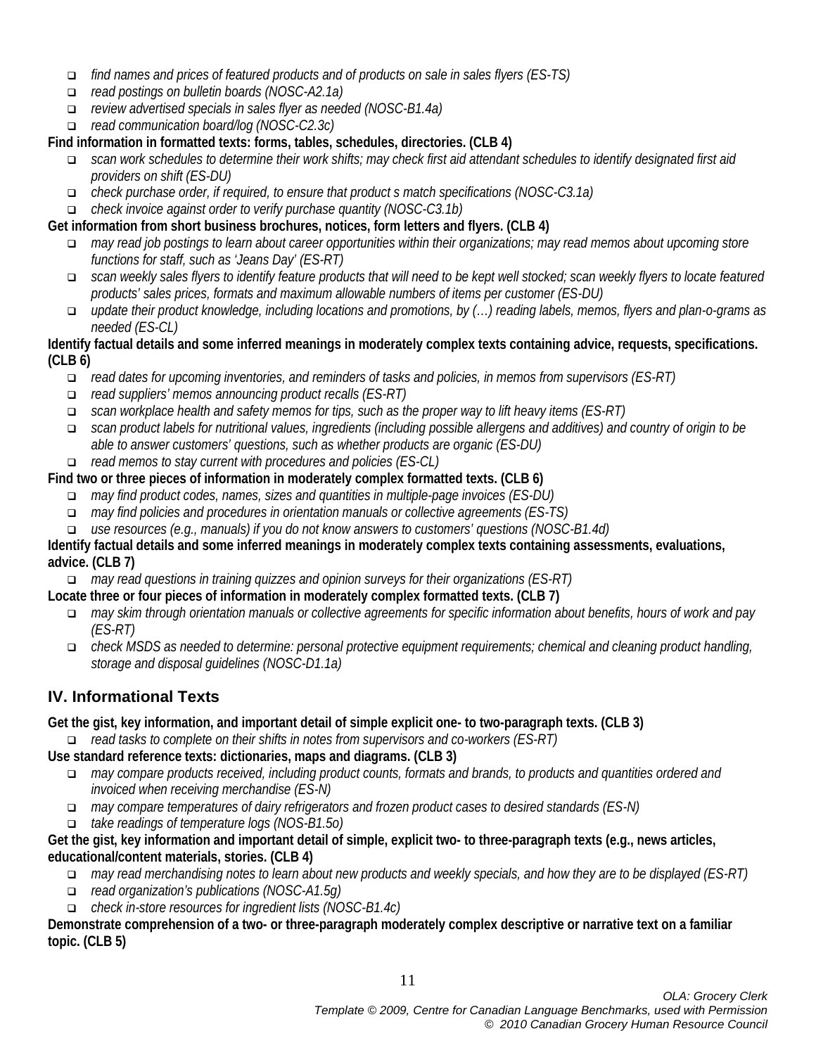- *find names and prices of featured products and of products on sale in sales flyers (ES-TS)*
- *read postings on bulletin boards (NOSC-A2.1a)*
- *review advertised specials in sales flyer as needed (NOSC-B1.4a)*
- *read communication board/log (NOSC-C2.3c)*

**Find information in formatted texts: forms, tables, schedules, directories. (CLB 4)**

- *scan work schedules to determine their work shifts; may check first aid attendant schedules to identify designated first aid providers on shift (ES-DU)*
- *check purchase order, if required, to ensure that product s match specifications (NOSC-C3.1a)*
- *check invoice against order to verify purchase quantity (NOSC-C3.1b)*

**Get information from short business brochures, notices, form letters and flyers. (CLB 4)**

- *may read job postings to learn about career opportunities within their organizations; may read memos about upcoming store functions for staff, such as 'Jeans Day' (ES-RT)*
- *scan weekly sales flyers to identify feature products that will need to be kept well stocked; scan weekly flyers to locate featured products' sales prices, formats and maximum allowable numbers of items per customer (ES-DU)*
- *update their product knowledge, including locations and promotions, by (…) reading labels, memos, flyers and plan-o-grams as needed (ES-CL)*

**Identify factual details and some inferred meanings in moderately complex texts containing advice, requests, specifications. (CLB 6)**

- *read dates for upcoming inventories, and reminders of tasks and policies, in memos from supervisors (ES-RT)*
- *read suppliers' memos announcing product recalls (ES-RT)*
- *scan workplace health and safety memos for tips, such as the proper way to lift heavy items (ES-RT)*
- *scan product labels for nutritional values, ingredients (including possible allergens and additives) and country of origin to be able to answer customers' questions, such as whether products are organic (ES-DU)*
- *read memos to stay current with procedures and policies (ES-CL)*

**Find two or three pieces of information in moderately complex formatted texts. (CLB 6)**

- *may find product codes, names, sizes and quantities in multiple-page invoices (ES-DU)*
- *may find policies and procedures in orientation manuals or collective agreements (ES-TS)*
- *use resources (e.g., manuals) if you do not know answers to customers' questions (NOSC-B1.4d)*

**Identify factual details and some inferred meanings in moderately complex texts containing assessments, evaluations, advice. (CLB 7)**

- *may read questions in training quizzes and opinion surveys for their organizations (ES-RT)*

**Locate three or four pieces of information in moderately complex formatted texts. (CLB 7)**

- *may skim through orientation manuals or collective agreements for specific information about benefits, hours of work and pay (ES-RT)*
- *check MSDS as needed to determine: personal protective equipment requirements; chemical and cleaning product handling, storage and disposal guidelines (NOSC-D1.1a)*

## IV. Informational Texts

**Get the gist, key information, and important detail of simple explicit one- to two-paragraph texts. (CLB 3)**

- *read tasks to complete on their shifts in notes from supervisors and co-workers (ES-RT)*

**Use standard reference texts: dictionaries, maps and diagrams. (CLB 3)**

- *may compare products received, including product counts, formats and brands, to products and quantities ordered and invoiced when receiving merchandise (ES-N)*
- *may compare temperatures of dairy refrigerators and frozen product cases to desired standards (ES-N)*
- *take readings of temperature logs (NOS-B1.5o)*

**Get the gist, key information and important detail of simple, explicit two- to three-paragraph texts (e.g., news articles, educational/content materials, stories. (CLB 4)**

- *may read merchandising notes to learn about new products and weekly specials, and how they are to be displayed (ES-RT)*
- *read organization's publications (NOSC-A1.5g)*
- *check in-store resources for ingredient lists (NOSC-B1.4c)*

**Demonstrate comprehension of a two- or three-paragraph moderately complex descriptive or narrative text on a familiar topic. (CLB 5)**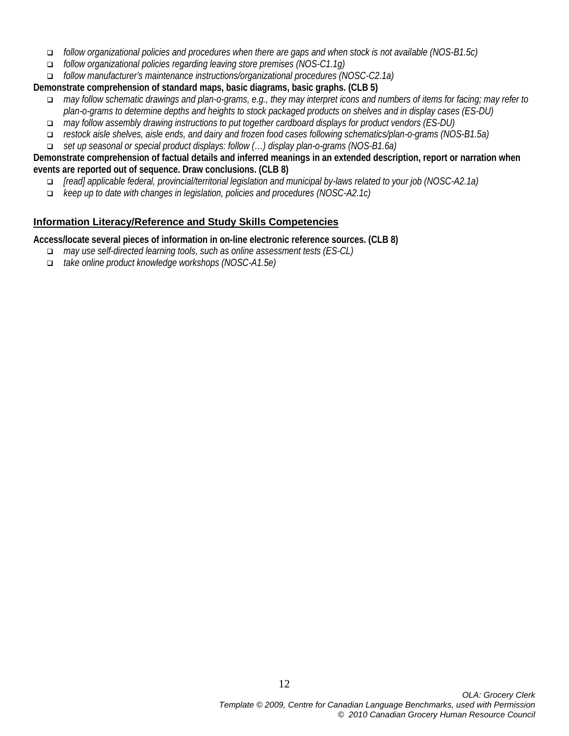- *follow organizational policies and procedures when there are gaps and when stock is not available (NOS-B1.5c)*
- *follow organizational policies regarding leaving store premises (NOS-C1.1g)*
- *follow manufacturer's maintenance instructions/organizational procedures (NOSC-C2.1a)*

**Demonstrate comprehension of standard maps, basic diagrams, basic graphs. (CLB 5)**

- *may follow schematic drawings and plan-o-grams, e.g., they may interpret icons and numbers of items for facing; may refer to plan-o-grams to determine depths and heights to stock packaged products on shelves and in display cases (ES-DU)*
- *may follow assembly drawing instructions to put together cardboard displays for product vendors (ES-DU)*
- *restock aisle shelves, aisle ends, and dairy and frozen food cases following schematics/plan-o-grams (NOS-B1.5a)*
- *set up seasonal or special product displays: follow (…) display plan-o-grams (NOS-B1.6a)*

**Demonstrate comprehension of factual details and inferred meanings in an extended description, report or narration when events are reported out of sequence. Draw conclusions. (CLB 8)**

- *[read] applicable federal, provincial/territorial legislation and municipal by-laws related to your job (NOSC-A2.1a)*
- *keep up to date with changes in legislation, policies and procedures (NOSC-A2.1c)*

## Information Literacy/Reference and Study Skills Competencies

**Access/locate several pieces of information in on-line electronic reference sources. (CLB 8)**

- *may use self-directed learning tools, such as online assessment tests (ES-CL)*
- *take online product knowledge workshops (NOSC-A1.5e)*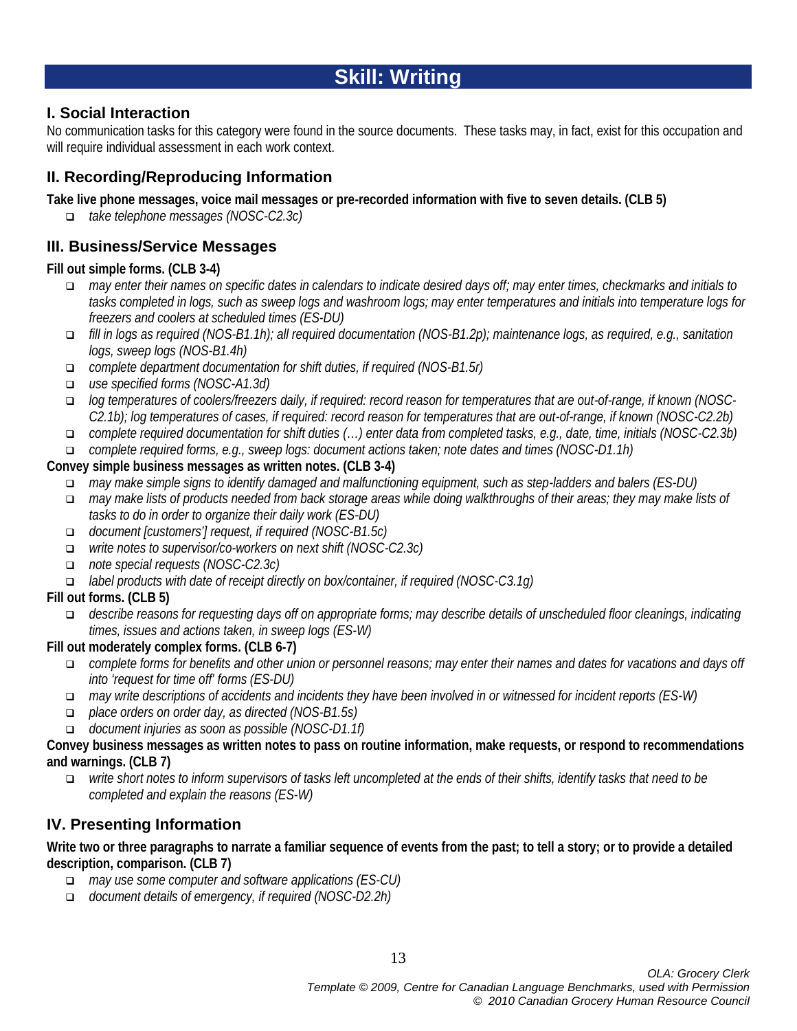# Skill: Writing

## I. Social Interaction

No communication tasks for this category were found in the source documents. These tasks may, in fact, exist for this occupation and will require individual assessment in each work context.

## II. Recording/Reproducing Information

**Take live phone messages, voice mail messages or pre-recorded information with five to seven details. (CLB 5)**

- *take telephone messages (NOSC-C2.3c)*

## III. Business/Service Messages

**Fill out simple forms. (CLB 3-4)**

- *may enter their names on specific dates in calendars to indicate desired days off; may enter times, checkmarks and initials to tasks completed in logs, such as sweep logs and washroom logs; may enter temperatures and initials into temperature logs for freezers and coolers at scheduled times (ES-DU)*
- *fill in logs as required (NOS-B1.1h); all required documentation (NOS-B1.2p); maintenance logs, as required, e.g., sanitation logs, sweep logs (NOS-B1.4h)*
- *complete department documentation for shift duties, if required (NOS-B1.5r)*
- *use specified forms (NOSC-A1.3d)*
- *log temperatures of coolers/freezers daily, if required: record reason for temperatures that are out-of-range, if known (NOSC-C2.1b); log temperatures of cases, if required: record reason for temperatures that are out-of-range, if known (NOSC-C2.2b)*
- *complete required documentation for shift duties (…) enter data from completed tasks, e.g., date, time, initials (NOSC-C2.3b)*
- *complete required forms, e.g., sweep logs: document actions taken; note dates and times (NOSC-D1.1h)*

**Convey simple business messages as written notes. (CLB 3-4)**

- *may make simple signs to identify damaged and malfunctioning equipment, such as step-ladders and balers (ES-DU)*
- *may make lists of products needed from back storage areas while doing walkthroughs of their areas; they may make lists of tasks to do in order to organize their daily work (ES-DU)*
- *document [customers'] request, if required (NOSC-B1.5c)*
- *write notes to supervisor/co-workers on next shift (NOSC-C2.3c)*
- *note special requests (NOSC-C2.3c)*
- *label products with date of receipt directly on box/container, if required (NOSC-C3.1g)*

**Fill out forms. (CLB 5)**

- *describe reasons for requesting days off on appropriate forms; may describe details of unscheduled floor cleanings, indicating times, issues and actions taken, in sweep logs (ES-W)*

**Fill out moderately complex forms. (CLB 6-7)**

- *complete forms for benefits and other union or personnel reasons; may enter their names and dates for vacations and days off into 'request for time off' forms (ES-DU)*
- *may write descriptions of accidents and incidents they have been involved in or witnessed for incident reports (ES-W)*
- *place orders on order day, as directed (NOS-B1.5s)*
- *document injuries as soon as possible (NOSC-D1.1f)*

**Convey business messages as written notes to pass on routine information, make requests, or respond to recommendations and warnings. (CLB 7)**

- *write short notes to inform supervisors of tasks left uncompleted at the ends of their shifts, identify tasks that need to be completed and explain the reasons (ES-W)*

## IV. Presenting Information

**Write two or three paragraphs to narrate a familiar sequence of events from the past; to tell a story; or to provide a detailed description, comparison. (CLB 7)**

- *may use some computer and software applications (ES-CU)*
- *document details of emergency, if required (NOSC-D2.2h)*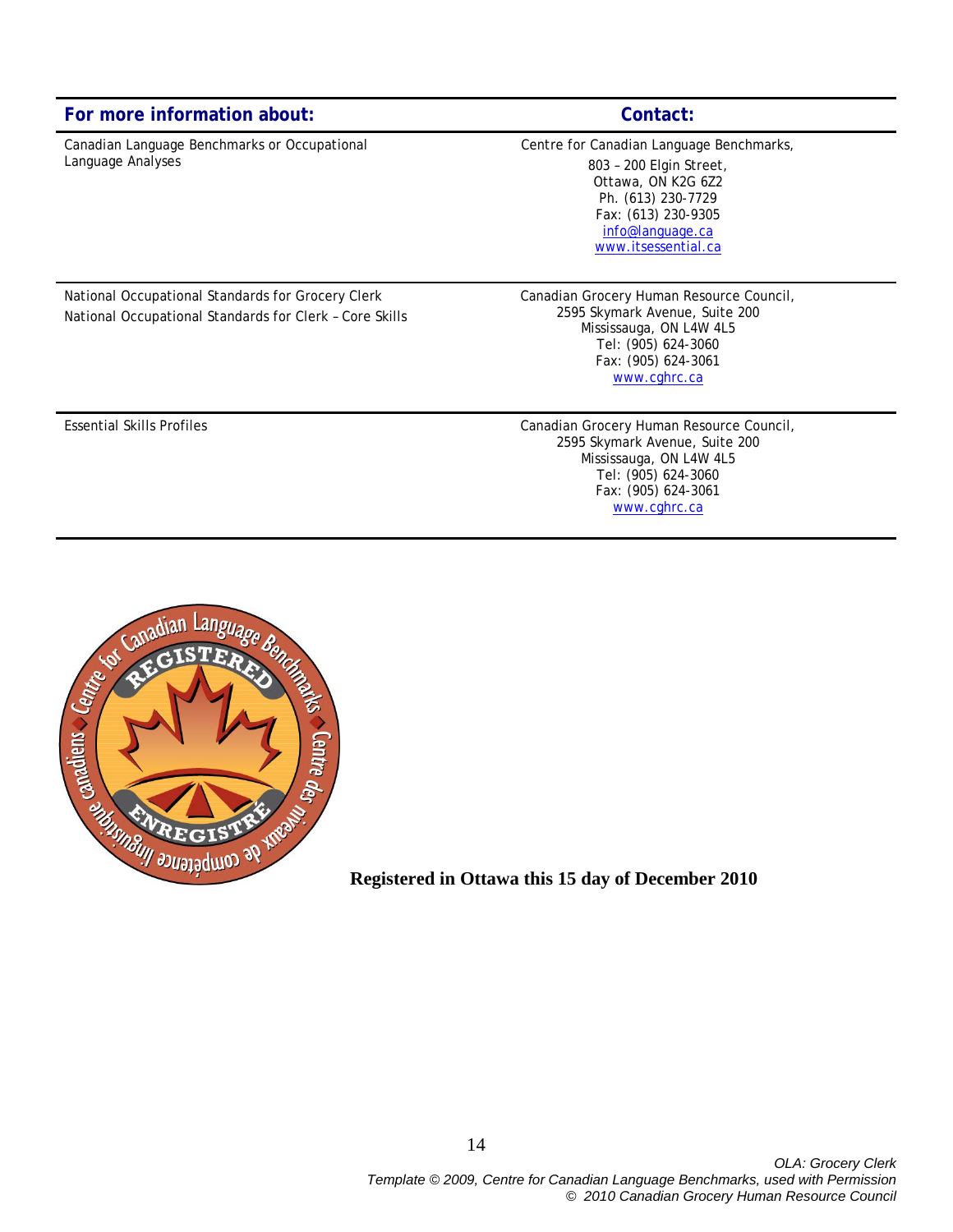| For more information about: | Contact: |
| --- | --- |
| Canadian Language Benchmarks or Occupational Language Analyses | Centre for Canadian Language Benchmarks, 803 – 200 Elgin Street, Ottawa, ON K2G 6Z2 Ph. (613) 230-7729 Fax: (613) 230-9305 info@language.ca www.itsessential.ca |
| National Occupational Standards for Grocery Clerk National Occupational Standards for Clerk – Core Skills | Canadian Grocery Human Resource Council, 2595 Skymark Avenue, Suite 200 Mississauga, ON L4W 4L5 Tel: (905) 624-3060 Fax: (905) 624-3061 www.cghrc.ca |
| Essential Skills Profiles | Canadian Grocery Human Resource Council, 2595 Skymark Avenue, Suite 200 Mississauga, ON L4W 4L5 Tel: (905) 624-3060 Fax: (905) 624-3061 www.cghrc.ca |

Centre for Canadian Language Benchmarks • Centre des niveaux de compétence linguistique canadiens
REGISTERED
ENREGISTRÉ

**Registered in Ottawa this 15 day of December 2010**

*OLA: Grocery Clerk*
*Template © 2009, Centre for Canadian Language Benchmarks, used with Permission*
*© 2010 Canadian Grocery Human Resource Council*